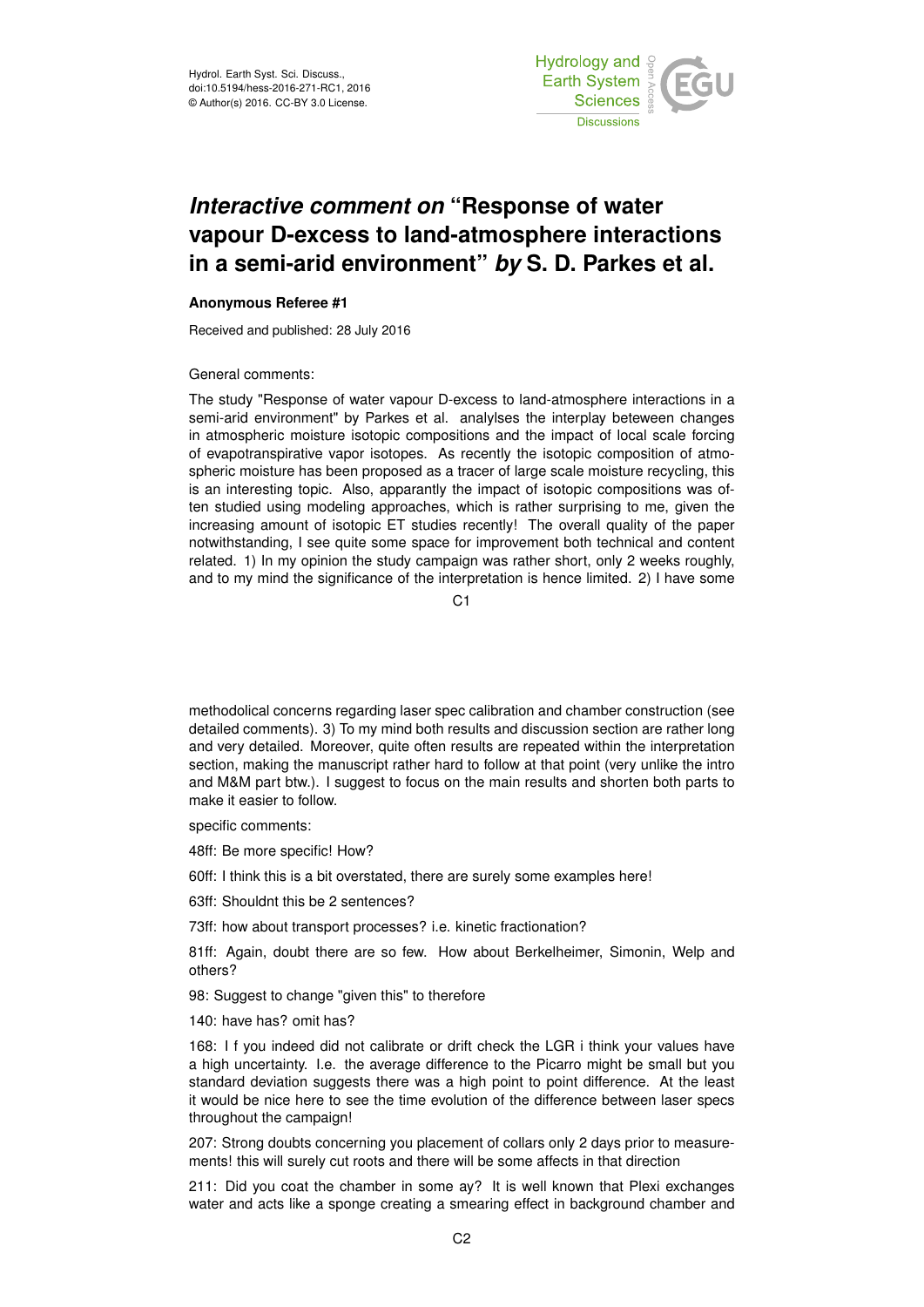# *Interactive comment on* "Response of water vapour D-excess to land-atmosphere interactions in a semi-arid environment" *by* S. D. Parkes et al.

**Anonymous Referee #1**

Received and published: 28 July 2016

General comments:

The study "Response of water vapour D-excess to land-atmosphere interactions in a semi-arid environment" by Parkes et al. analylses the interplay beteween changes in atmospheric moisture isotopic compositions and the impact of local scale forcing of evapotranspirative vapor isotopes. As recently the isotopic composition of atmospheric moisture has been proposed as a tracer of large scale moisture recycling, this is an interesting topic. Also, apparently the impact of isotopic compositions was often studied using modeling approaches, which is rather surprising to me, given the increasing amount of isotopic ET studies recently! The overall quality of the paper notwithstanding, I see quite some space for improvement both technical and content related. 1) In my opinion the study campaign was rather short, only 2 weeks roughly, and to my mind the significance of the interpretation is hence limited. 2) I have some methodolical concerns regarding laser spec calibration and chamber construction (see detailed comments). 3) To my mind both results and discussion section are rather long and very detailed. Moreover, quite often results are repeated within the interpretation section, making the manuscript rather hard to follow at that point (very unlike the intro and M&M part btw.). I suggest to focus on the main results and shorten both parts to make it easier to follow.

specific comments:

48ff: Be more specific! How?

60ff: I think this is a bit overstated, there are surely some examples here!

63ff: Shouldnt this be 2 sentences?

73ff: how about transport processes? i.e. kinetic fractionation?

81ff: Again, doubt there are so few. How about Berkelheimer, Simonin, Welp and others?

98: Suggest to change "given this" to therefore

140: have has? omit has?

168: I f you indeed did not calibrate or drift check the LGR i think your values have a high uncertainty. I.e. the average difference to the Picarro might be small but you standard deviation suggests there was a high point to point difference. At the least it would be nice here to see the time evolution of the difference between laser specs throughout the campaign!

207: Strong doubts concerning you placement of collars only 2 days prior to measurements! this will surely cut roots and there will be some affects in that direction

211: Did you coat the chamber in some ay? It is well known that Plexi exchanges water and acts like a sponge creating a smearing effect in background chamber and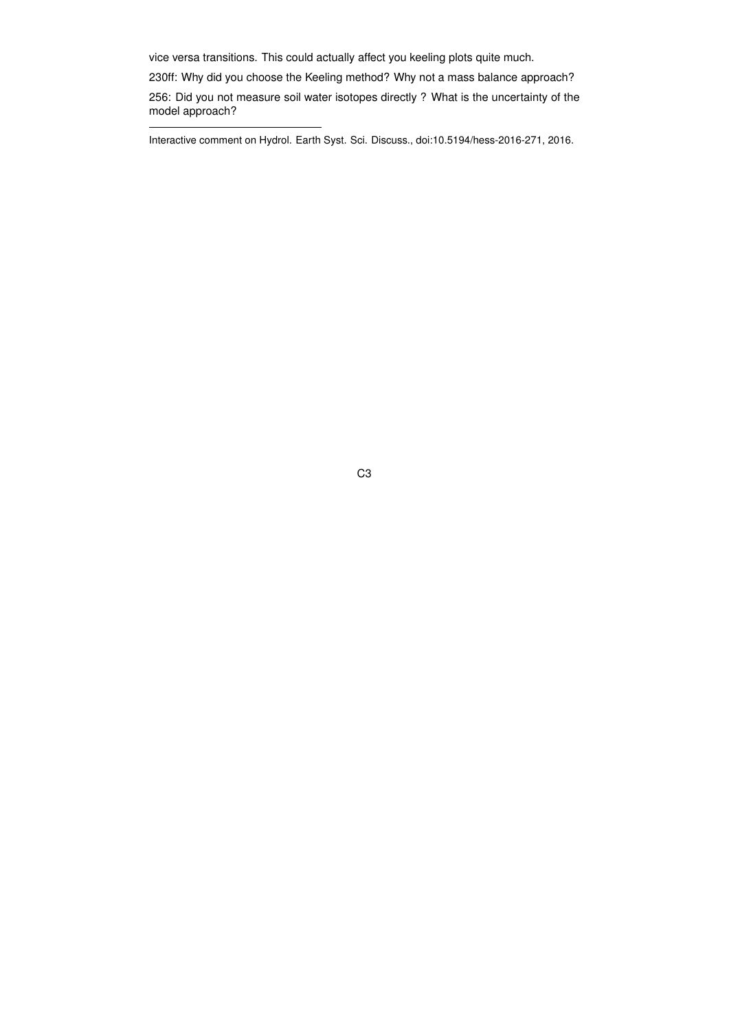vice versa transitions. This could actually affect you keeling plots quite much.

230ff: Why did you choose the Keeling method? Why not a mass balance approach?

256: Did you not measure soil water isotopes directly ? What is the uncertainty of the model approach?

---

Interactive comment on Hydrol. Earth Syst. Sci. Discuss., doi:10.5194/hess-2016-271, 2016.